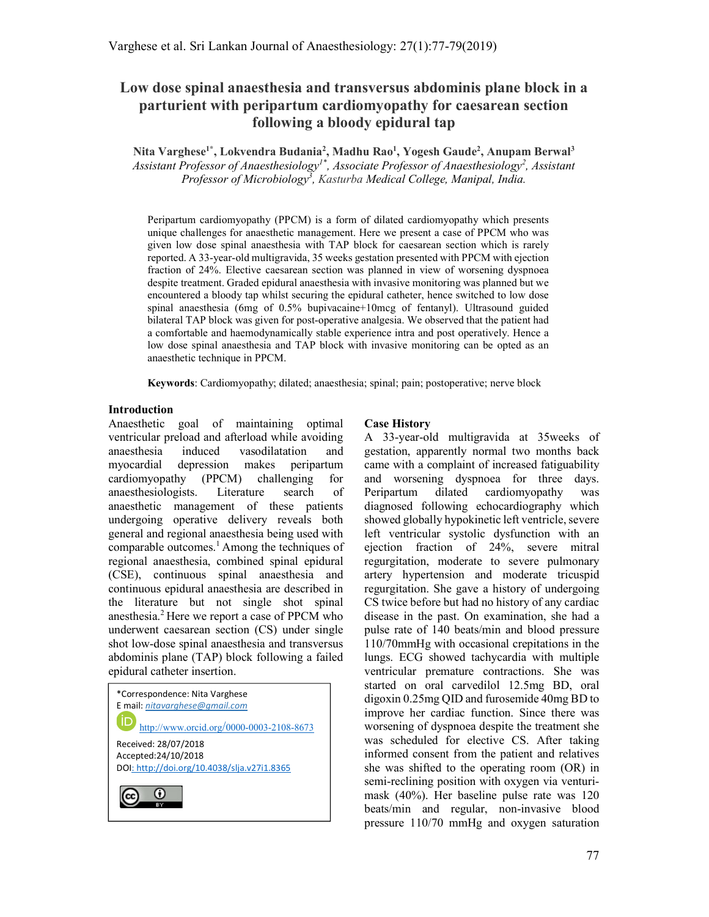# Low dose spinal anaesthesia and transversus abdominis plane block in a parturient with peripartum cardiomyopathy for caesarean section following a bloody epidural tap

**Nita Varghese[1*], Lokvendra Budania[2], Madhu Rao[1], Yogesh Gaude[2], Anupam Berwal[3]**

*Assistant Professor of Anaesthesiology[1*], Associate Professor of Anaesthesiology[2], Assistant Professor of Microbiology[3], Kasturba Medical College, Manipal, India.*

Peripartum cardiomyopathy (PPCM) is a form of dilated cardiomyopathy which presents unique challenges for anaesthetic management. Here we present a case of PPCM who was given low dose spinal anaesthesia with TAP block for caesarean section which is rarely reported. A 33-year-old multigravida, 35 weeks gestation presented with PPCM with ejection fraction of 24%. Elective caesarean section was planned in view of worsening dyspnoea despite treatment. Graded epidural anaesthesia with invasive monitoring was planned but we encountered a bloody tap whilst securing the epidural catheter, hence switched to low dose spinal anaesthesia (6mg of 0.5% bupivacaine+10mcg of fentanyl). Ultrasound guided bilateral TAP block was given for post-operative analgesia. We observed that the patient had a comfortable and haemodynamically stable experience intra and post operatively. Hence a low dose spinal anaesthesia and TAP block with invasive monitoring can be opted as an anaesthetic technique in PPCM.

**Keywords**: Cardiomyopathy; dilated; anaesthesia; spinal; pain; postoperative; nerve block

## Introduction

Anaesthetic goal of maintaining optimal ventricular preload and afterload while avoiding anaesthesia induced vasodilatation and myocardial depression makes peripartum cardiomyopathy (PPCM) challenging for anaesthesiologists. Literature search of anaesthetic management of these patients undergoing operative delivery reveals both general and regional anaesthesia being used with comparable outcomes.[1] Among the techniques of regional anaesthesia, combined spinal epidural (CSE), continuous spinal anaesthesia and continuous epidural anaesthesia are described in the literature but not single shot spinal anesthesia.[2] Here we report a case of PPCM who underwent caesarean section (CS) under single shot low-dose spinal anaesthesia and transversus abdominis plane (TAP) block following a failed epidural catheter insertion.

\*Correspondence: Nita Varghese
E mail: nitavarghese@gmail.com
http://www.orcid.org/0000-0003-2108-8673
Received: 28/07/2018
Accepted: 24/10/2018
DOI: http://doi.org/10.4038/slja.v27i1.8365

## Case History

A 33-year-old multigravida at 35weeks of gestation, apparently normal two months back came with a complaint of increased fatiguability and worsening dyspnoea for three days. Peripartum dilated cardiomyopathy was diagnosed following echocardiography which showed globally hypokinetic left ventricle, severe left ventricular systolic dysfunction with an ejection fraction of 24%, severe mitral regurgitation, moderate to severe pulmonary artery hypertension and moderate tricuspid regurgitation. She gave a history of undergoing CS twice before but had no history of any cardiac disease in the past. On examination, she had a pulse rate of 140 beats/min and blood pressure 110/70mmHg with occasional crepitations in the lungs. ECG showed tachycardia with multiple ventricular premature contractions. She was started on oral carvedilol 12.5mg BD, oral digoxin 0.25mg QID and furosemide 40mg BD to improve her cardiac function. Since there was worsening of dyspnoea despite the treatment she was scheduled for elective CS. After taking informed consent from the patient and relatives she was shifted to the operating room (OR) in semi-reclining position with oxygen via venturi-mask (40%). Her baseline pulse rate was 120 beats/min and regular, non-invasive blood pressure 110/70 mmHg and oxygen saturation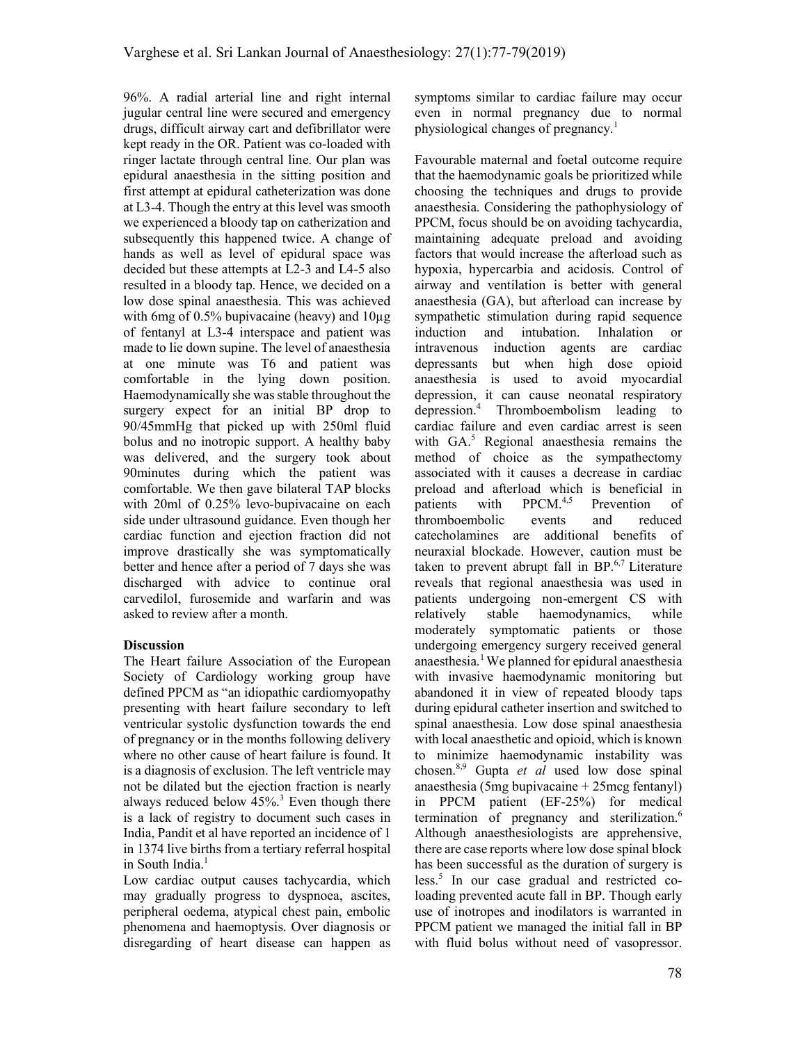96%. A radial arterial line and right internal jugular central line were secured and emergency drugs, difficult airway cart and defibrillator were kept ready in the OR. Patient was co-loaded with ringer lactate through central line. Our plan was epidural anaesthesia in the sitting position and first attempt at epidural catheterization was done at L3-4. Though the entry at this level was smooth we experienced a bloody tap on catherization and subsequently this happened twice. A change of hands as well as level of epidural space was decided but these attempts at L2-3 and L4-5 also resulted in a bloody tap. Hence, we decided on a low dose spinal anaesthesia. This was achieved with 6mg of 0.5% bupivacaine (heavy) and 10µg of fentanyl at L3-4 interspace and patient was made to lie down supine. The level of anaesthesia at one minute was T6 and patient was comfortable in the lying down position. Haemodynamically she was stable throughout the surgery expect for an initial BP drop to 90/45mmHg that picked up with 250ml fluid bolus and no inotropic support. A healthy baby was delivered, and the surgery took about 90minutes during which the patient was comfortable. We then gave bilateral TAP blocks with 20ml of 0.25% levo-bupivacaine on each side under ultrasound guidance. Even though her cardiac function and ejection fraction did not improve drastically she was symptomatically better and hence after a period of 7 days she was discharged with advice to continue oral carvedilol, furosemide and warfarin and was asked to review after a month.

## Discussion

The Heart failure Association of the European Society of Cardiology working group have defined PPCM as "an idiopathic cardiomyopathy presenting with heart failure secondary to left ventricular systolic dysfunction towards the end of pregnancy or in the months following delivery where no other cause of heart failure is found. It is a diagnosis of exclusion. The left ventricle may not be dilated but the ejection fraction is nearly always reduced below 45%.[3] Even though there is a lack of registry to document such cases in India, Pandit et al have reported an incidence of 1 in 1374 live births from a tertiary referral hospital in South India.[1]

Low cardiac output causes tachycardia, which may gradually progress to dyspnoea, ascites, peripheral oedema, atypical chest pain, embolic phenomena and haemoptysis. Over diagnosis or disregarding of heart disease can happen as symptoms similar to cardiac failure may occur even in normal pregnancy due to normal physiological changes of pregnancy.[1]

Favourable maternal and foetal outcome require that the haemodynamic goals be prioritized while choosing the techniques and drugs to provide anaesthesia. Considering the pathophysiology of PPCM, focus should be on avoiding tachycardia, maintaining adequate preload and avoiding factors that would increase the afterload such as hypoxia, hypercarbia and acidosis. Control of airway and ventilation is better with general anaesthesia (GA), but afterload can increase by sympathetic stimulation during rapid sequence induction and intubation. Inhalation or intravenous induction agents are cardiac depressants but when high dose opioid anaesthesia is used to avoid myocardial depression, it can cause neonatal respiratory depression.[4] Thromboembolism leading to cardiac failure and even cardiac arrest is seen with GA.[5] Regional anaesthesia remains the method of choice as the sympathectomy associated with it causes a decrease in cardiac preload and afterload which is beneficial in patients with PPCM.[4,5] Prevention of thromboembolic events and reduced catecholamines are additional benefits of neuraxial blockade. However, caution must be taken to prevent abrupt fall in BP.[6,7] Literature reveals that regional anaesthesia was used in patients undergoing non-emergent CS with relatively stable haemodynamics, while moderately symptomatic patients or those undergoing emergency surgery received general anaesthesia.[1] We planned for epidural anaesthesia with invasive haemodynamic monitoring but abandoned it in view of repeated bloody taps during epidural catheter insertion and switched to spinal anaesthesia. Low dose spinal anaesthesia with local anaesthetic and opioid, which is known to minimize haemodynamic instability was chosen.[8,9] Gupta *et al* used low dose spinal anaesthesia (5mg bupivacaine + 25mcg fentanyl) in PPCM patient (EF-25%) for medical termination of pregnancy and sterilization.[6] Although anaesthesiologists are apprehensive, there are case reports where low dose spinal block has been successful as the duration of surgery is less.[5] In our case gradual and restricted co-loading prevented acute fall in BP. Though early use of inotropes and inodilators is warranted in PPCM patient we managed the initial fall in BP with fluid bolus without need of vasopressor.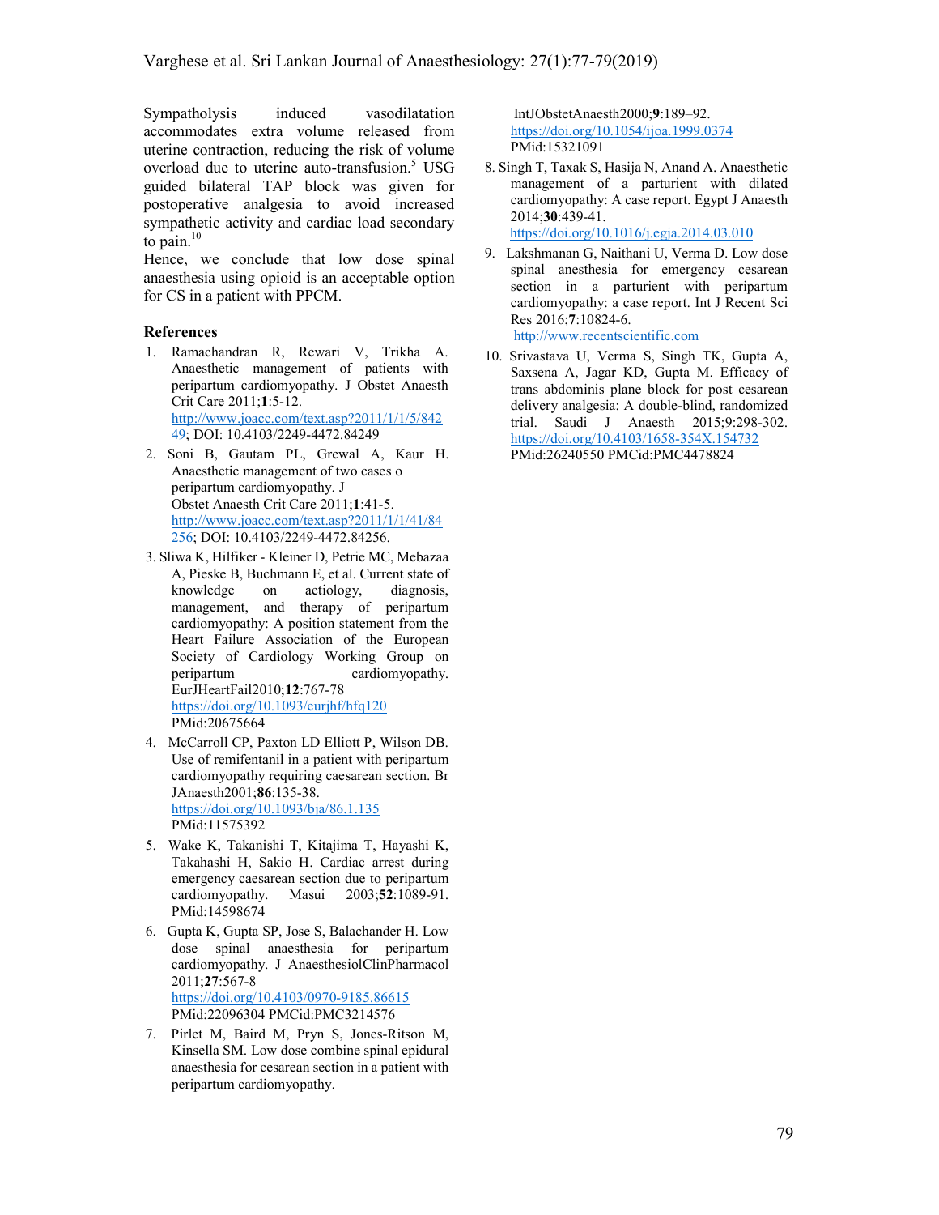Sympatholysis induced vasodilatation accommodates extra volume released from uterine contraction, reducing the risk of volume overload due to uterine auto-transfusion.[5] USG guided bilateral TAP block was given for postoperative analgesia to avoid increased sympathetic activity and cardiac load secondary to pain.[10]

Hence, we conclude that low dose spinal anaesthesia using opioid is an acceptable option for CS in a patient with PPCM.

## References

1. Ramachandran R, Rewari V, Trikha A. Anaesthetic management of patients with peripartum cardiomyopathy. J Obstet Anaesth Crit Care 2011;**1**:5-12. http://www.joacc.com/text.asp?2011/1/1/5/84249; DOI: 10.4103/2249-4472.84249
2. Soni B, Gautam PL, Grewal A, Kaur H. Anaesthetic management of two cases o peripartum cardiomyopathy. J Obstet Anaesth Crit Care 2011;**1**:41-5. http://www.joacc.com/text.asp?2011/1/1/41/84256; DOI: 10.4103/2249-4472.84256.
3. Sliwa K, Hilfiker - Kleiner D, Petrie MC, Mebazaa A, Pieske B, Buchmann E, et al. Current state of knowledge on aetiology, diagnosis, management, and therapy of peripartum cardiomyopathy: A position statement from the Heart Failure Association of the European Society of Cardiology Working Group on peripartum cardiomyopathy. EurJHeartFail2010;**12**:767-78 https://doi.org/10.1093/eurjhf/hfq120 PMid:20675664
4. McCarroll CP, Paxton LD Elliott P, Wilson DB. Use of remifentanil in a patient with peripartum cardiomyopathy requiring caesarean section. Br JAnaesth2001;**86**:135-38. https://doi.org/10.1093/bja/86.1.135 PMid:11575392
5. Wake K, Takanishi T, Kitajima T, Hayashi K, Takahashi H, Sakio H. Cardiac arrest during emergency caesarean section due to peripartum cardiomyopathy. Masui 2003;**52**:1089-91. PMid:14598674
6. Gupta K, Gupta SP, Jose S, Balachander H. Low dose spinal anaesthesia for peripartum cardiomyopathy. J AnaesthesiolClinPharmacol 2011;**27**:567-8 https://doi.org/10.4103/0970-9185.86615 PMid:22096304 PMCid:PMC3214576
7. Pirlet M, Baird M, Pryn S, Jones-Ritson M, Kinsella SM. Low dose combine spinal epidural anaesthesia for cesarean section in a patient with peripartum cardiomyopathy. IntJObstetAnaesth2000;**9**:189–92. https://doi.org/10.1054/ijoa.1999.0374 PMid:15321091
8. Singh T, Taxak S, Hasija N, Anand A. Anaesthetic management of a parturient with dilated cardiomyopathy: A case report. Egypt J Anaesth 2014;**30**:439-41. https://doi.org/10.1016/j.egja.2014.03.010
9. Lakshmanan G, Naithani U, Verma D. Low dose spinal anesthesia for emergency cesarean section in a parturient with peripartum cardiomyopathy: a case report. Int J Recent Sci Res 2016;**7**:10824-6. http://www.recentscientific.com
10. Srivastava U, Verma S, Singh TK, Gupta A, Saxsena A, Jagar KD, Gupta M. Efficacy of trans abdominis plane block for post cesarean delivery analgesia: A double-blind, randomized trial. Saudi J Anaesth 2015;9:298-302. https://doi.org/10.4103/1658-354X.154732 PMid:26240550 PMCid:PMC4478824